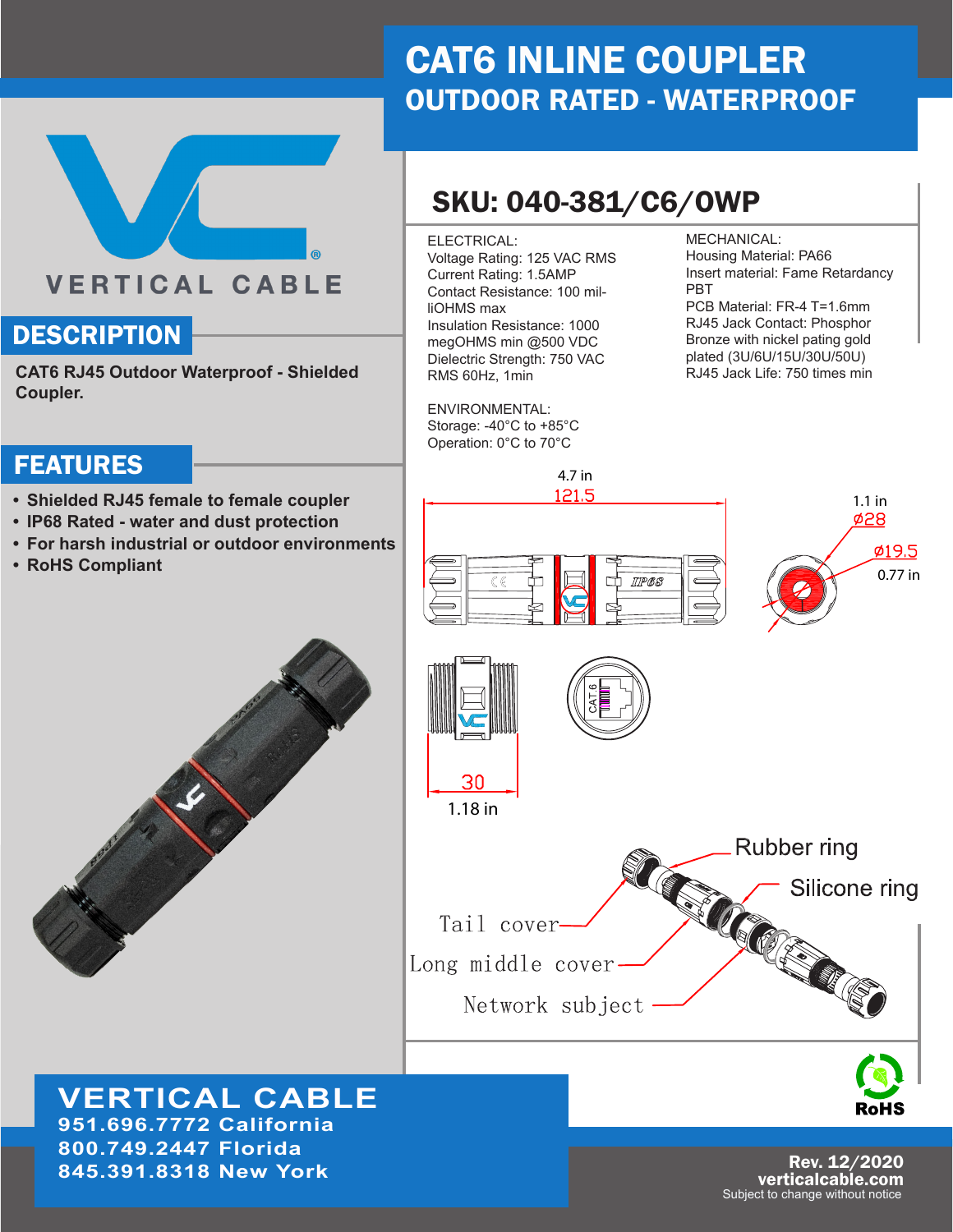# CAT6 INLINE COUPLER
## OUTDOOR RATED - WATERPROOF

VERTICAL CABLE

## DESCRIPTION

**CAT6 RJ45 Outdoor Waterproof - Shielded Coupler.**

## FEATURES

- **Shielded RJ45 female to female coupler**
- **IP68 Rated - water and dust protection**
- **For harsh industrial or outdoor environments**
- **RoHS Compliant**

## SKU: 040-381/C6/OWP

ELECTRICAL:
Voltage Rating: 125 VAC RMS
Current Rating: 1.5AMP
Contact Resistance: 100 milliOHMS max
Insulation Resistance: 1000 megOHMS min @500 VDC
Dielectric Strength: 750 VAC RMS 60Hz, 1min

MECHANICAL:
Housing Material: PA66
Insert material: Fame Retardancy PBT
PCB Material: FR-4 T=1.6mm
RJ45 Jack Contact: Phosphor Bronze with nickel pating gold plated (3U/6U/15U/30U/50U)
RJ45 Jack Life: 750 times min

ENVIRONMENTAL:
Storage: -40°C to +85°C
Operation: 0°C to 70°C

4.7 in
121.5

1.1 in
Ø28
Ø19.5
0.77 in

30
1.18 in

Rubber ring
Silicone ring
Tail cover
Long middle cover
Network subject

RoHS

**VERTICAL CABLE**
**951.696.7772 California**
**800.749.2447 Florida**
**845.391.8318 New York**

**Rev. 12/2020**
**verticalcable.com**
Subject to change without notice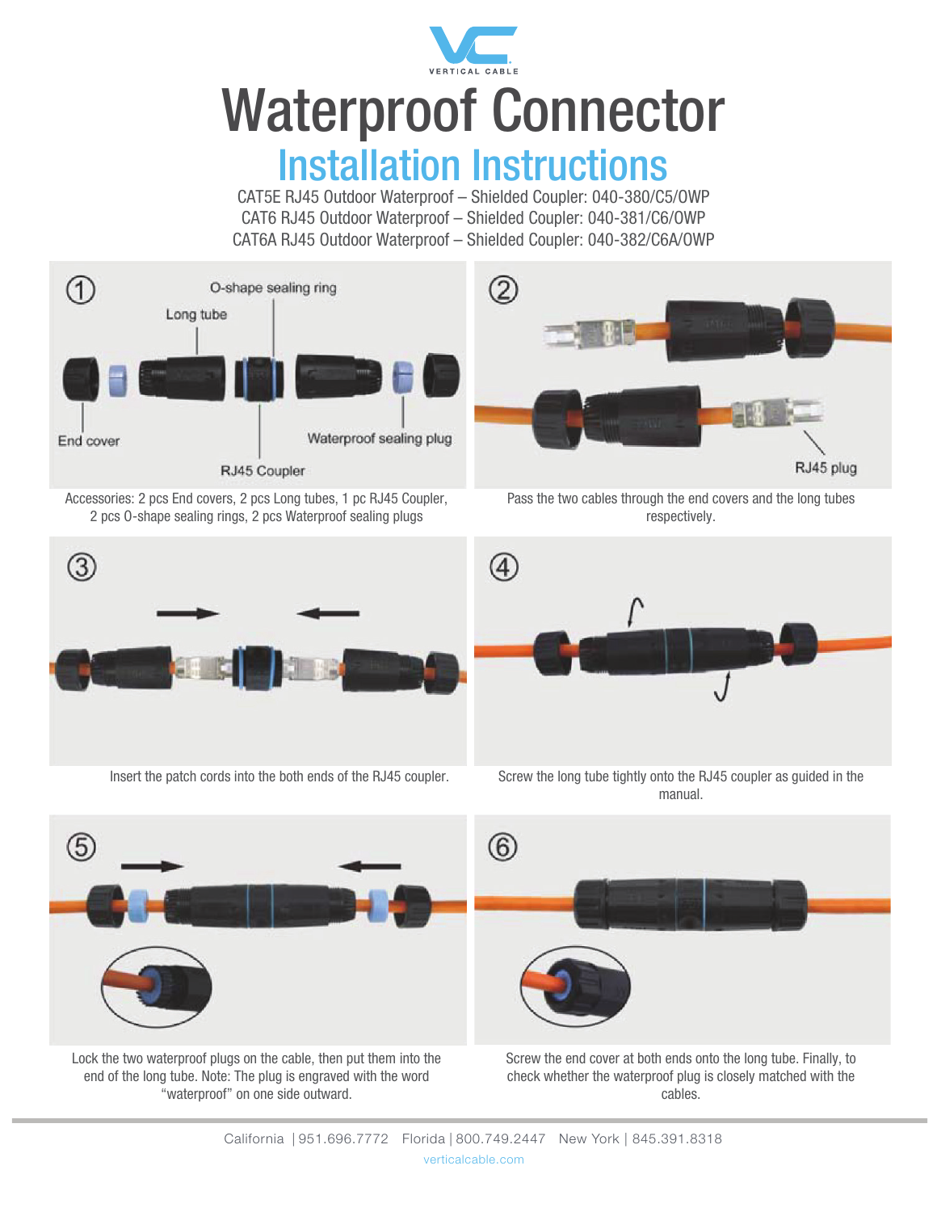# Waterproof Connector

## Installation Instructions

CAT5E RJ45 Outdoor Waterproof – Shielded Coupler: 040-380/C5/OWP
CAT6 RJ45 Outdoor Waterproof – Shielded Coupler: 040-381/C6/OWP
CAT6A RJ45 Outdoor Waterproof – Shielded Coupler: 040-382/C6A/OWP

①

O-shape sealing ring
Long tube
End cover
Waterproof sealing plug
RJ45 Coupler

Accessories: 2 pcs End covers, 2 pcs Long tubes, 1 pc RJ45 Coupler, 2 pcs O-shape sealing rings, 2 pcs Waterproof sealing plugs

②

RJ45 plug

Pass the two cables through the end covers and the long tubes respectively.

③

Insert the patch cords into the both ends of the RJ45 coupler.

④

Screw the long tube tightly onto the RJ45 coupler as guided in the manual.

⑤

Lock the two waterproof plugs on the cable, then put them into the end of the long tube. Note: The plug is engraved with the word "waterproof" on one side outward.

⑥

Screw the end cover at both ends onto the long tube. Finally, to check whether the waterproof plug is closely matched with the cables.

California | 951.696.7772 Florida | 800.749.2447 New York | 845.391.8318
verticalcable.com